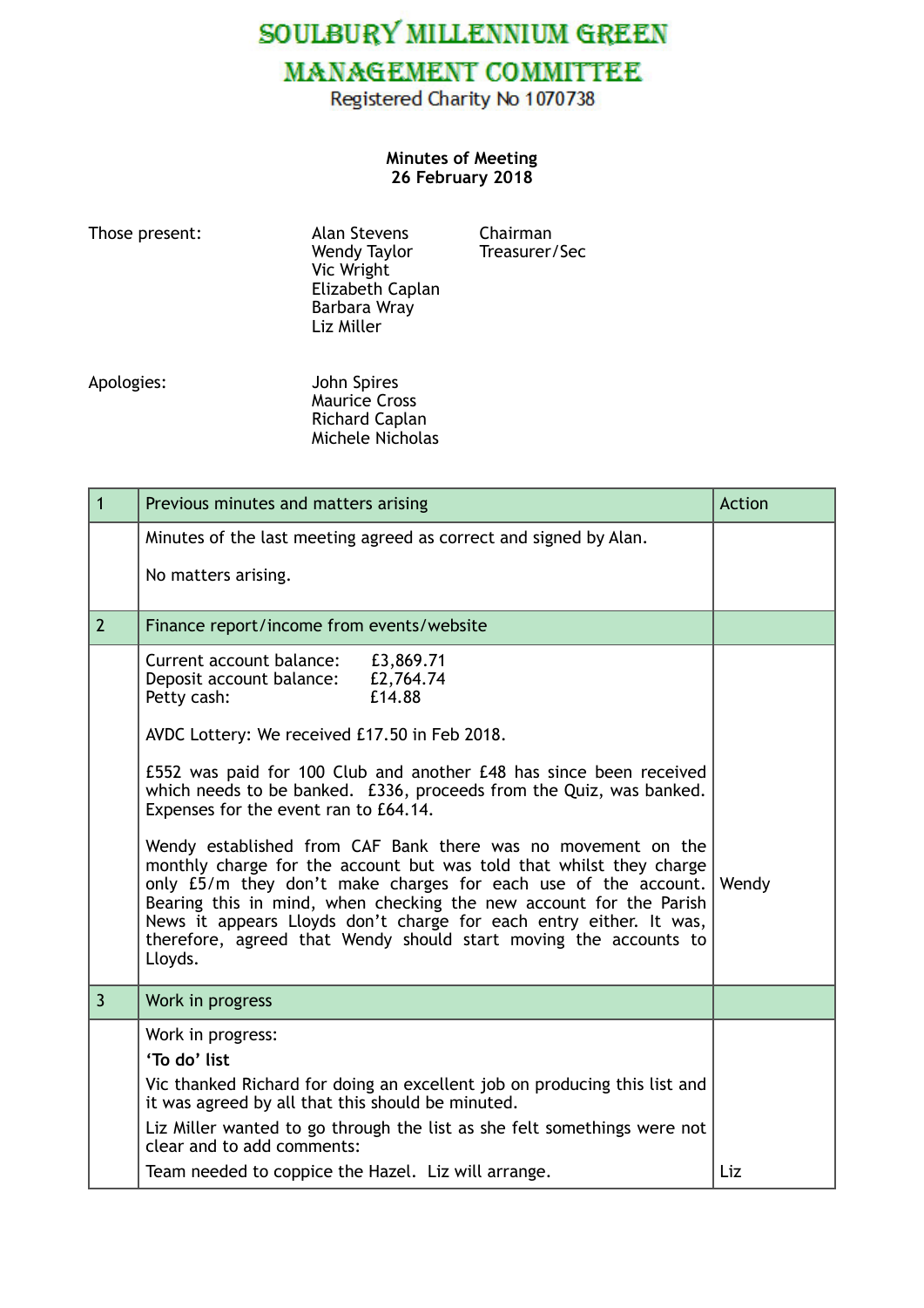# SOULBURY MILLENNIUM GREEN MANAGEMENT COMMITTEE

Registered Charity No 1070738

**Minutes of Meeting**
**26 February 2018**

| Those present: | Alan Stevens | Chairman |
|---|---|---|
| | Wendy Taylor | Treasurer/Sec |
| | Vic Wright | |
| | Elizabeth Caplan | |
| | Barbara Wray | |
| | Liz Miller | |

| Apologies: | |
|---|---|
| | John Spires |
| | Maurice Cross |
| | Richard Caplan |
| | Michele Nicholas |

| 1 | Previous minutes and matters arising | Action |
|---|---|---|
| | Minutes of the last meeting agreed as correct and signed by Alan.<br><br>No matters arising. | |
| 2 | Finance report/income from events/website | |
| | Current account balance: £3,869.71<br>Deposit account balance: £2,764.74<br>Petty cash: £14.88<br><br>AVDC Lottery: We received £17.50 in Feb 2018.<br><br>£552 was paid for 100 Club and another £48 has since been received which needs to be banked. £336, proceeds from the Quiz, was banked. Expenses for the event ran to £64.14.<br><br>Wendy established from CAF Bank there was no movement on the monthly charge for the account but was told that whilst they charge only £5/m they don't make charges for each use of the account. Bearing this in mind, when checking the new account for the Parish News it appears Lloyds don't charge for each entry either. It was, therefore, agreed that Wendy should start moving the accounts to Lloyds. | Wendy |
| 3 | Work in progress | |
| | Work in progress:<br>**'To do' list**<br>Vic thanked Richard for doing an excellent job on producing this list and it was agreed by all that this should be minuted.<br>Liz Miller wanted to go through the list as she felt somethings were not clear and to add comments:<br>Team needed to coppice the Hazel. Liz will arrange. | Liz |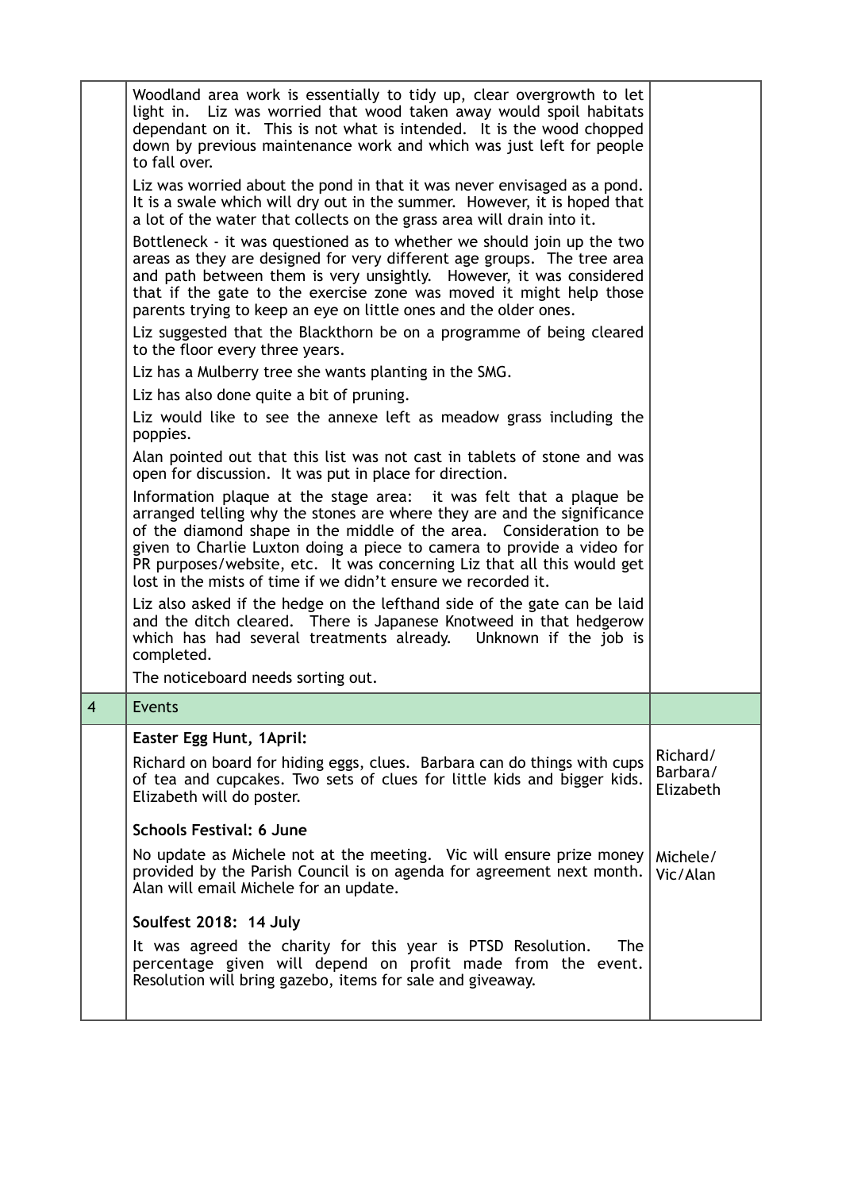| | | |
|---|---|---|
| | Woodland area work is essentially to tidy up, clear overgrowth to let light in. Liz was worried that wood taken away would spoil habitats dependant on it. This is not what is intended. It is the wood chopped down by previous maintenance work and which was just left for people to fall over.<br><br>Liz was worried about the pond in that it was never envisaged as a pond. It is a swale which will dry out in the summer. However, it is hoped that a lot of the water that collects on the grass area will drain into it.<br><br>Bottleneck - it was questioned as to whether we should join up the two areas as they are designed for very different age groups. The tree area and path between them is very unsightly. However, it was considered that if the gate to the exercise zone was moved it might help those parents trying to keep an eye on little ones and the older ones.<br><br>Liz suggested that the Blackthorn be on a programme of being cleared to the floor every three years.<br><br>Liz has a Mulberry tree she wants planting in the SMG.<br><br>Liz has also done quite a bit of pruning.<br><br>Liz would like to see the annexe left as meadow grass including the poppies.<br><br>Alan pointed out that this list was not cast in tablets of stone and was open for discussion. It was put in place for direction.<br><br>Information plaque at the stage area: it was felt that a plaque be arranged telling why the stones are where they are and the significance of the diamond shape in the middle of the area. Consideration to be given to Charlie Luxton doing a piece to camera to provide a video for PR purposes/website, etc. It was concerning Liz that all this would get lost in the mists of time if we didn't ensure we recorded it.<br><br>Liz also asked if the hedge on the lefthand side of the gate can be laid and the ditch cleared. There is Japanese Knotweed in that hedgerow which has had several treatments already. Unknown if the job is completed.<br><br>The noticeboard needs sorting out. | |
| 4 | Events | |
| | **Easter Egg Hunt, 1April:**<br><br>Richard on board for hiding eggs, clues. Barbara can do things with cups of tea and cupcakes. Two sets of clues for little kids and bigger kids. Elizabeth will do poster. | Richard/ Barbara/ Elizabeth |
| | **Schools Festival: 6 June**<br><br>No update as Michele not at the meeting. Vic will ensure prize money provided by the Parish Council is on agenda for agreement next month. Alan will email Michele for an update. | Michele/ Vic/Alan |
| | **Soulfest 2018: 14 July**<br><br>It was agreed the charity for this year is PTSD Resolution. The percentage given will depend on profit made from the event. Resolution will bring gazebo, items for sale and giveaway. | |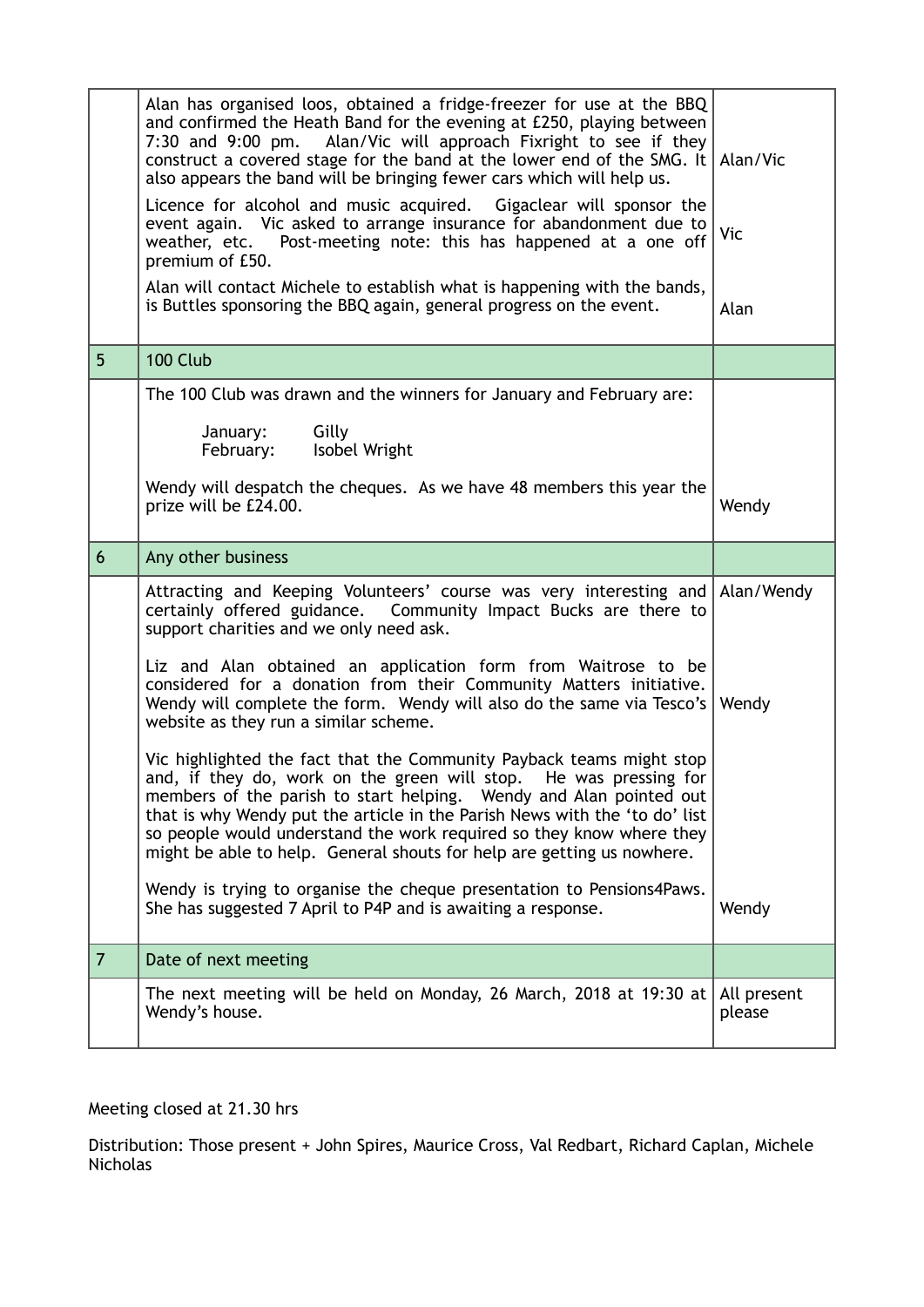| | | |
|---|---|---|
| | Alan has organised loos, obtained a fridge-freezer for use at the BBQ and confirmed the Heath Band for the evening at £250, playing between 7:30 and 9:00 pm. Alan/Vic will approach Fixright to see if they construct a covered stage for the band at the lower end of the SMG. It also appears the band will be bringing fewer cars which will help us. | Alan/Vic |
| | Licence for alcohol and music acquired. Gigaclear will sponsor the event again. Vic asked to arrange insurance for abandonment due to weather, etc. Post-meeting note: this has happened at a one off premium of £50. | Vic |
| | Alan will contact Michele to establish what is happening with the bands, is Buttles sponsoring the BBQ again, general progress on the event. | Alan |
| 5 | 100 Club | |
| | The 100 Club was drawn and the winners for January and February are:<br><br>January: Gilly<br>February: Isobel Wright<br><br>Wendy will despatch the cheques. As we have 48 members this year the prize will be £24.00. | Wendy |
| 6 | Any other business | |
| | Attracting and Keeping Volunteers' course was very interesting and certainly offered guidance. Community Impact Bucks are there to support charities and we only need ask. | Alan/Wendy |
| | Liz and Alan obtained an application form from Waitrose to be considered for a donation from their Community Matters initiative. Wendy will complete the form. Wendy will also do the same via Tesco's website as they run a similar scheme. | Wendy |
| | Vic highlighted the fact that the Community Payback teams might stop and, if they do, work on the green will stop. He was pressing for members of the parish to start helping. Wendy and Alan pointed out that is why Wendy put the article in the Parish News with the 'to do' list so people would understand the work required so they know where they might be able to help. General shouts for help are getting us nowhere. | |
| | Wendy is trying to organise the cheque presentation to Pensions4Paws. She has suggested 7 April to P4P and is awaiting a response. | Wendy |
| 7 | Date of next meeting | |
| | The next meeting will be held on Monday, 26 March, 2018 at 19:30 at Wendy's house. | All present please |

Meeting closed at 21.30 hrs

Distribution: Those present + John Spires, Maurice Cross, Val Redbart, Richard Caplan, Michele Nicholas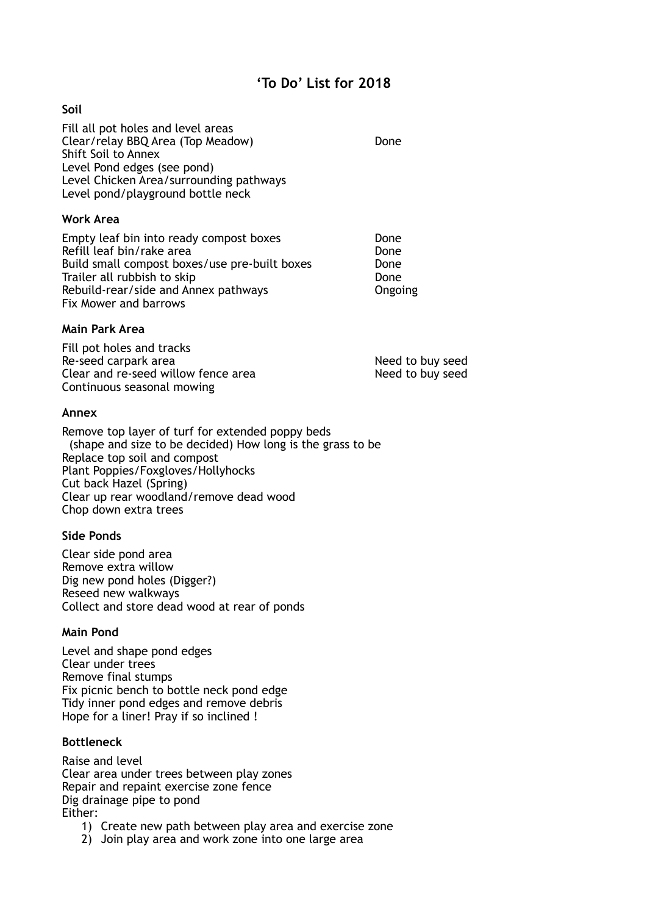# 'To Do' List for 2018

**Soil**

| | |
|---|---|
| Fill all pot holes and level areas | |
| Clear/relay BBQ Area (Top Meadow) | Done |
| Shift Soil to Annex | |
| Level Pond edges (see pond) | |
| Level Chicken Area/surrounding pathways | |
| Level pond/playground bottle neck | |

**Work Area**

| | |
|---|---|
| Empty leaf bin into ready compost boxes | Done |
| Refill leaf bin/rake area | Done |
| Build small compost boxes/use pre-built boxes | Done |
| Trailer all rubbish to skip | Done |
| Rebuild-rear/side and Annex pathways | Ongoing |
| Fix Mower and barrows | |

**Main Park Area**

| | |
|---|---|
| Fill pot holes and tracks | |
| Re-seed carpark area | Need to buy seed |
| Clear and re-seed willow fence area | Need to buy seed |
| Continuous seasonal mowing | |

**Annex**

Remove top layer of turf for extended poppy beds
(shape and size to be decided) How long is the grass to be
Replace top soil and compost
Plant Poppies/Foxgloves/Hollyhocks
Cut back Hazel (Spring)
Clear up rear woodland/remove dead wood
Chop down extra trees

**Side Ponds**

Clear side pond area
Remove extra willow
Dig new pond holes (Digger?)
Reseed new walkways
Collect and store dead wood at rear of ponds

**Main Pond**

Level and shape pond edges
Clear under trees
Remove final stumps
Fix picnic bench to bottle neck pond edge
Tidy inner pond edges and remove debris
Hope for a liner! Pray if so inclined !

**Bottleneck**

Raise and level
Clear area under trees between play zones
Repair and repaint exercise zone fence
Dig drainage pipe to pond
Either:

1) Create new path between play area and exercise zone
2) Join play area and work zone into one large area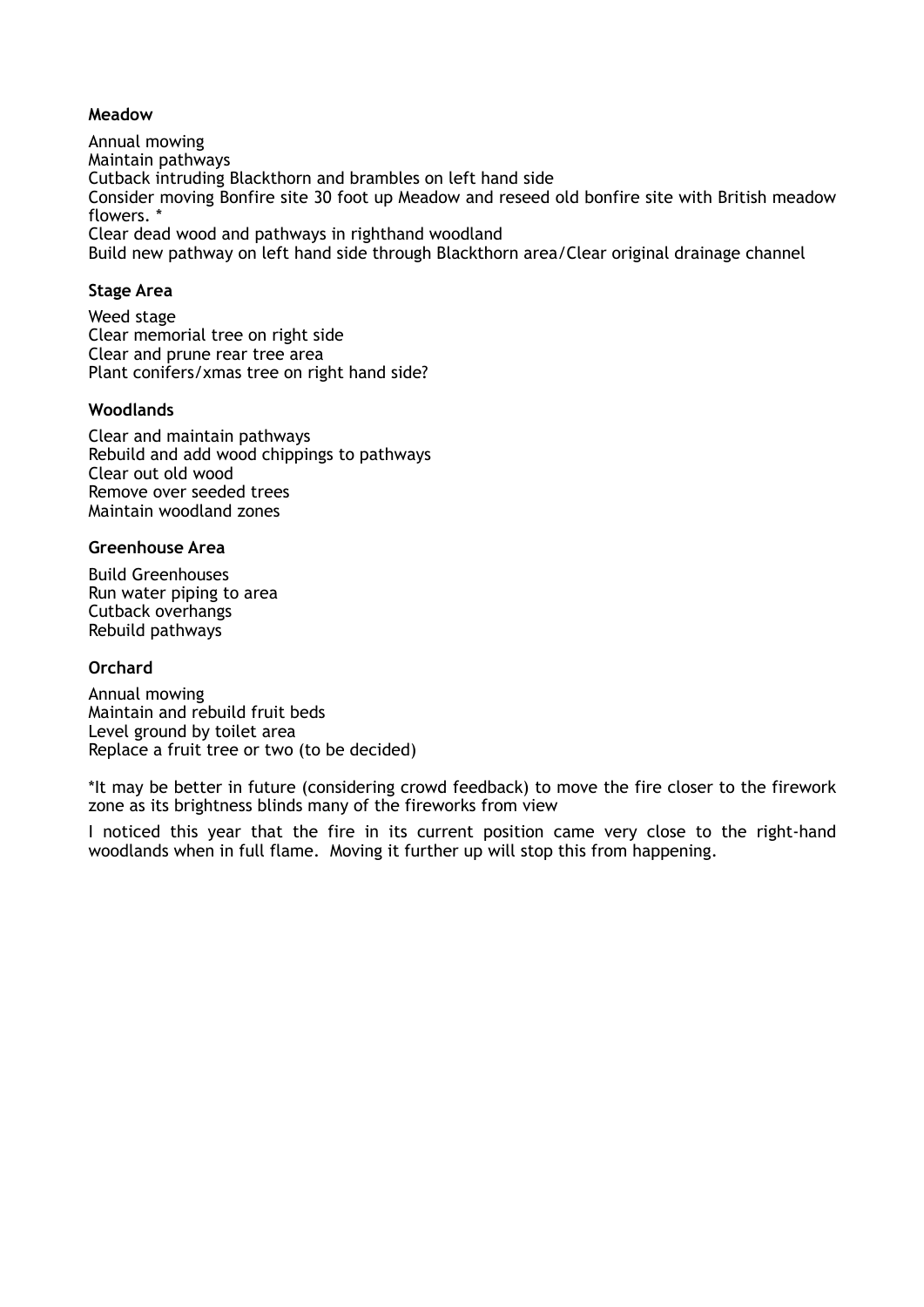**Meadow**

Annual mowing
Maintain pathways
Cutback intruding Blackthorn and brambles on left hand side
Consider moving Bonfire site 30 foot up Meadow and reseed old bonfire site with British meadow flowers. *
Clear dead wood and pathways in righthand woodland
Build new pathway on left hand side through Blackthorn area/Clear original drainage channel

**Stage Area**

Weed stage
Clear memorial tree on right side
Clear and prune rear tree area
Plant conifers/xmas tree on right hand side?

**Woodlands**

Clear and maintain pathways
Rebuild and add wood chippings to pathways
Clear out old wood
Remove over seeded trees
Maintain woodland zones

**Greenhouse Area**

Build Greenhouses
Run water piping to area
Cutback overhangs
Rebuild pathways

**Orchard**

Annual mowing
Maintain and rebuild fruit beds
Level ground by toilet area
Replace a fruit tree or two (to be decided)

*It may be better in future (considering crowd feedback) to move the fire closer to the firework zone as its brightness blinds many of the fireworks from view

I noticed this year that the fire in its current position came very close to the right-hand woodlands when in full flame. Moving it further up will stop this from happening.